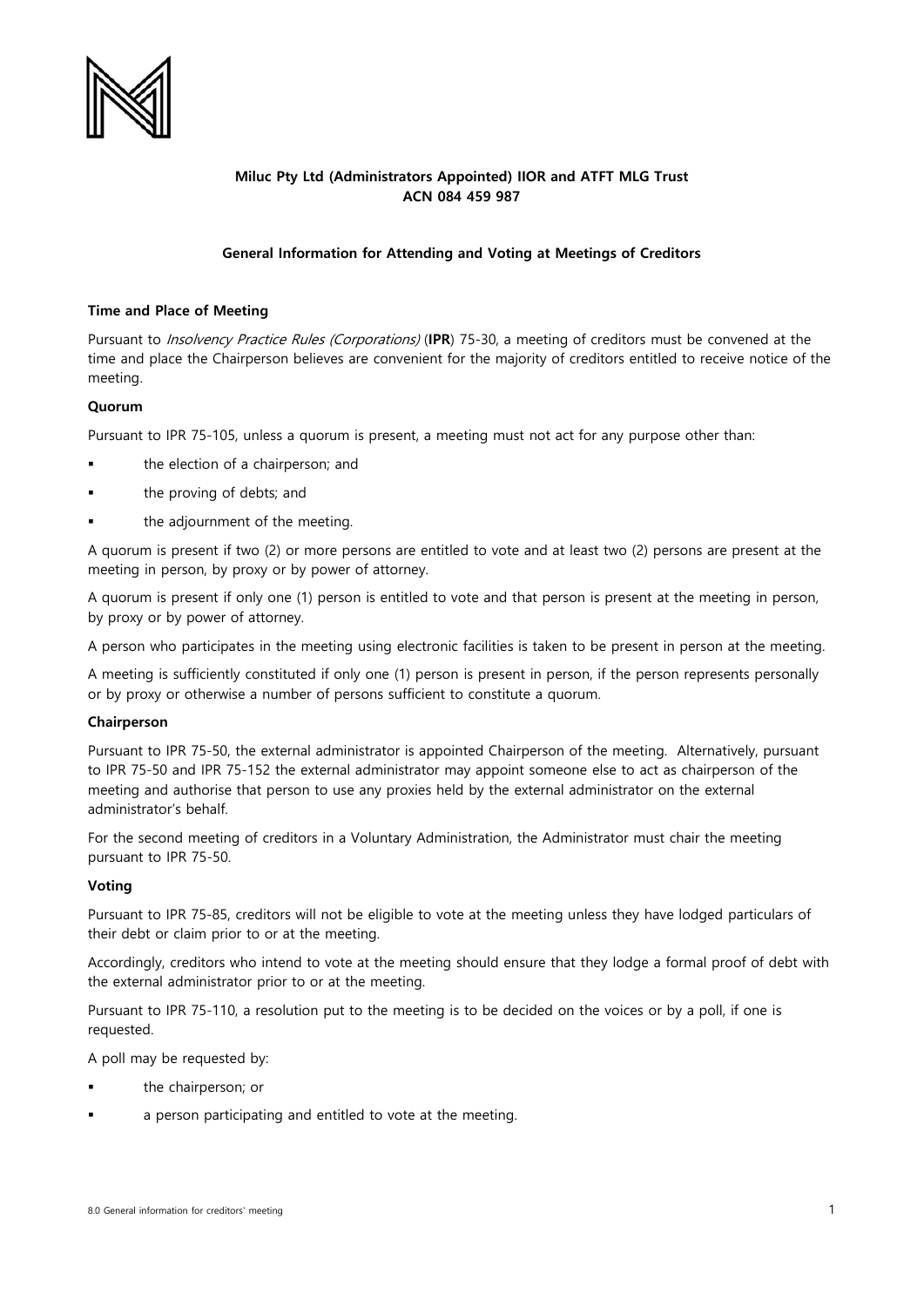**Miluc Pty Ltd (Administrators Appointed) IIOR and ATFT MLG Trust**
**ACN 084 459 987**

**General Information for Attending and Voting at Meetings of Creditors**

**Time and Place of Meeting**

Pursuant to *Insolvency Practice Rules (Corporations)* (**IPR**) 75-30, a meeting of creditors must be convened at the time and place the Chairperson believes are convenient for the majority of creditors entitled to receive notice of the meeting.

**Quorum**

Pursuant to IPR 75-105, unless a quorum is present, a meeting must not act for any purpose other than:

- the election of a chairperson; and
- the proving of debts; and
- the adjournment of the meeting.

A quorum is present if two (2) or more persons are entitled to vote and at least two (2) persons are present at the meeting in person, by proxy or by power of attorney.

A quorum is present if only one (1) person is entitled to vote and that person is present at the meeting in person, by proxy or by power of attorney.

A person who participates in the meeting using electronic facilities is taken to be present in person at the meeting.

A meeting is sufficiently constituted if only one (1) person is present in person, if the person represents personally or by proxy or otherwise a number of persons sufficient to constitute a quorum.

**Chairperson**

Pursuant to IPR 75-50, the external administrator is appointed Chairperson of the meeting. Alternatively, pursuant to IPR 75-50 and IPR 75-152 the external administrator may appoint someone else to act as chairperson of the meeting and authorise that person to use any proxies held by the external administrator on the external administrator's behalf.

For the second meeting of creditors in a Voluntary Administration, the Administrator must chair the meeting pursuant to IPR 75-50.

**Voting**

Pursuant to IPR 75-85, creditors will not be eligible to vote at the meeting unless they have lodged particulars of their debt or claim prior to or at the meeting.

Accordingly, creditors who intend to vote at the meeting should ensure that they lodge a formal proof of debt with the external administrator prior to or at the meeting.

Pursuant to IPR 75-110, a resolution put to the meeting is to be decided on the voices or by a poll, if one is requested.

A poll may be requested by:

- the chairperson; or
- a person participating and entitled to vote at the meeting.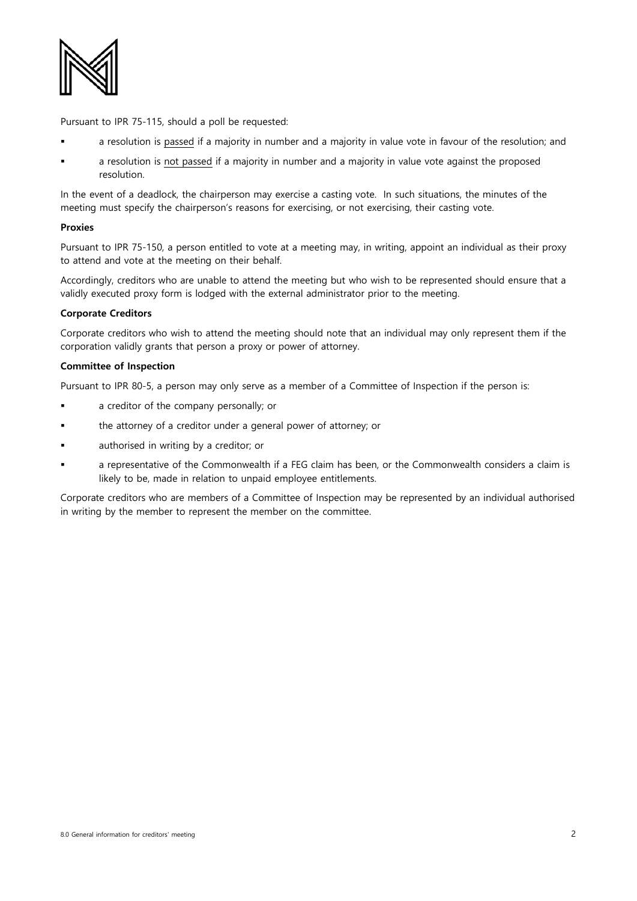Pursuant to IPR 75-115, should a poll be requested:

- a resolution is passed if a majority in number and a majority in value vote in favour of the resolution; and
- a resolution is not passed if a majority in number and a majority in value vote against the proposed resolution.

In the event of a deadlock, the chairperson may exercise a casting vote. In such situations, the minutes of the meeting must specify the chairperson's reasons for exercising, or not exercising, their casting vote.

**Proxies**

Pursuant to IPR 75-150, a person entitled to vote at a meeting may, in writing, appoint an individual as their proxy to attend and vote at the meeting on their behalf.

Accordingly, creditors who are unable to attend the meeting but who wish to be represented should ensure that a validly executed proxy form is lodged with the external administrator prior to the meeting.

**Corporate Creditors**

Corporate creditors who wish to attend the meeting should note that an individual may only represent them if the corporation validly grants that person a proxy or power of attorney.

**Committee of Inspection**

Pursuant to IPR 80-5, a person may only serve as a member of a Committee of Inspection if the person is:

- a creditor of the company personally; or
- the attorney of a creditor under a general power of attorney; or
- authorised in writing by a creditor; or
- a representative of the Commonwealth if a FEG claim has been, or the Commonwealth considers a claim is likely to be, made in relation to unpaid employee entitlements.

Corporate creditors who are members of a Committee of Inspection may be represented by an individual authorised in writing by the member to represent the member on the committee.